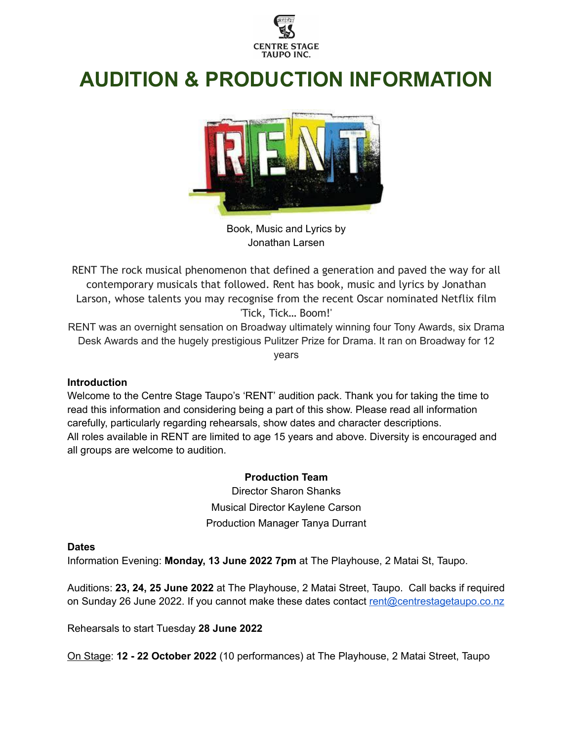CENTRE STAGE
TAUPO INC.

# AUDITION & PRODUCTION INFORMATION

RENT

Book, Music and Lyrics by
Jonathan Larsen

RENT The rock musical phenomenon that defined a generation and paved the way for all contemporary musicals that followed. Rent has book, music and lyrics by Jonathan Larson, whose talents you may recognise from the recent Oscar nominated Netflix film 'Tick, Tick... Boom!'

RENT was an overnight sensation on Broadway ultimately winning four Tony Awards, six Drama Desk Awards and the hugely prestigious Pulitzer Prize for Drama. It ran on Broadway for 12 years

**Introduction**

Welcome to the Centre Stage Taupo's 'RENT' audition pack. Thank you for taking the time to read this information and considering being a part of this show. Please read all information carefully, particularly regarding rehearsals, show dates and character descriptions.
All roles available in RENT are limited to age 15 years and above. Diversity is encouraged and all groups are welcome to audition.

**Production Team**

Director Sharon Shanks

Musical Director Kaylene Carson

Production Manager Tanya Durrant

**Dates**

Information Evening: **Monday, 13 June 2022 7pm** at The Playhouse, 2 Matai St, Taupo.

Auditions: **23, 24, 25 June 2022** at The Playhouse, 2 Matai Street, Taupo. Call backs if required on Sunday 26 June 2022. If you cannot make these dates contact rent@centrestagetaupo.co.nz

Rehearsals to start Tuesday **28 June 2022**

On Stage: **12 - 22 October 2022** (10 performances) at The Playhouse, 2 Matai Street, Taupo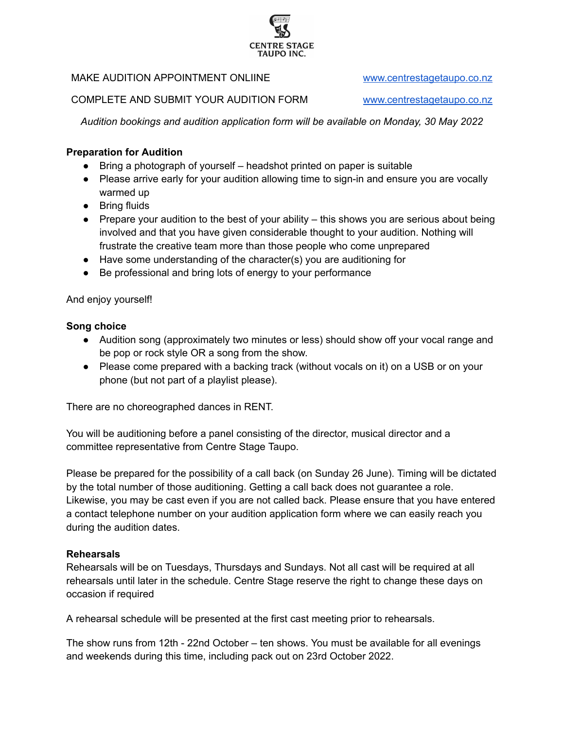CENTRE STAGE TAUPO INC.

MAKE AUDITION APPOINTMENT ONLIINE www.centrestagetaupo.co.nz

COMPLETE AND SUBMIT YOUR AUDITION FORM www.centrestagetaupo.co.nz

*Audition bookings and audition application form will be available on Monday, 30 May 2022*

**Preparation for Audition**

- Bring a photograph of yourself – headshot printed on paper is suitable
- Please arrive early for your audition allowing time to sign-in and ensure you are vocally warmed up
- Bring fluids
- Prepare your audition to the best of your ability – this shows you are serious about being involved and that you have given considerable thought to your audition. Nothing will frustrate the creative team more than those people who come unprepared
- Have some understanding of the character(s) you are auditioning for
- Be professional and bring lots of energy to your performance

And enjoy yourself!

**Song choice**

- Audition song (approximately two minutes or less) should show off your vocal range and be pop or rock style OR a song from the show.
- Please come prepared with a backing track (without vocals on it) on a USB or on your phone (but not part of a playlist please).

There are no choreographed dances in RENT.

You will be auditioning before a panel consisting of the director, musical director and a committee representative from Centre Stage Taupo.

Please be prepared for the possibility of a call back (on Sunday 26 June). Timing will be dictated by the total number of those auditioning. Getting a call back does not guarantee a role. Likewise, you may be cast even if you are not called back. Please ensure that you have entered a contact telephone number on your audition application form where we can easily reach you during the audition dates.

**Rehearsals**

Rehearsals will be on Tuesdays, Thursdays and Sundays. Not all cast will be required at all rehearsals until later in the schedule. Centre Stage reserve the right to change these days on occasion if required

A rehearsal schedule will be presented at the first cast meeting prior to rehearsals.

The show runs from 12th - 22nd October – ten shows. You must be available for all evenings and weekends during this time, including pack out on 23rd October 2022.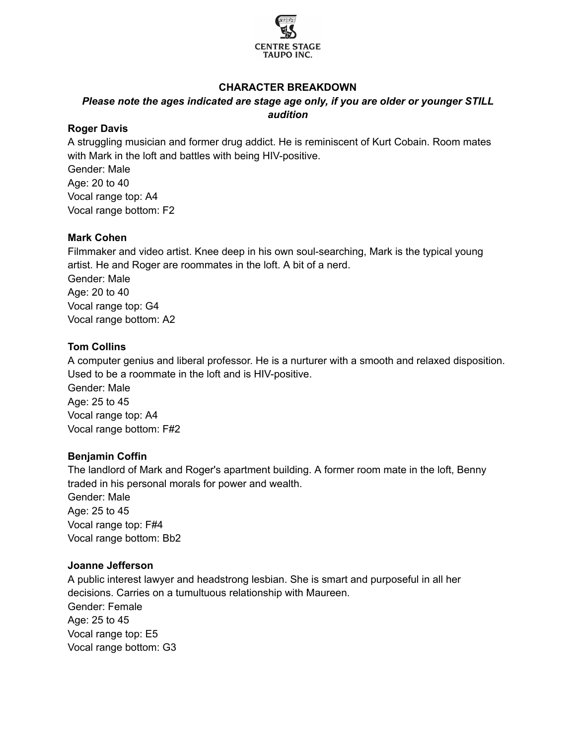CENTRE STAGE TAUPO INC.

## CHARACTER BREAKDOWN

***Please note the ages indicated are stage age only, if you are older or younger STILL audition***

**Roger Davis**
A struggling musician and former drug addict. He is reminiscent of Kurt Cobain. Room mates with Mark in the loft and battles with being HIV-positive.
Gender: Male
Age: 20 to 40
Vocal range top: A4
Vocal range bottom: F2

**Mark Cohen**
Filmmaker and video artist. Knee deep in his own soul-searching, Mark is the typical young artist. He and Roger are roommates in the loft. A bit of a nerd.
Gender: Male
Age: 20 to 40
Vocal range top: G4
Vocal range bottom: A2

**Tom Collins**
A computer genius and liberal professor. He is a nurturer with a smooth and relaxed disposition. Used to be a roommate in the loft and is HIV-positive.
Gender: Male
Age: 25 to 45
Vocal range top: A4
Vocal range bottom: F#2

**Benjamin Coffin**
The landlord of Mark and Roger's apartment building. A former room mate in the loft, Benny traded in his personal morals for power and wealth.
Gender: Male
Age: 25 to 45
Vocal range top: F#4
Vocal range bottom: Bb2

**Joanne Jefferson**
A public interest lawyer and headstrong lesbian. She is smart and purposeful in all her decisions. Carries on a tumultuous relationship with Maureen.
Gender: Female
Age: 25 to 45
Vocal range top: E5
Vocal range bottom: G3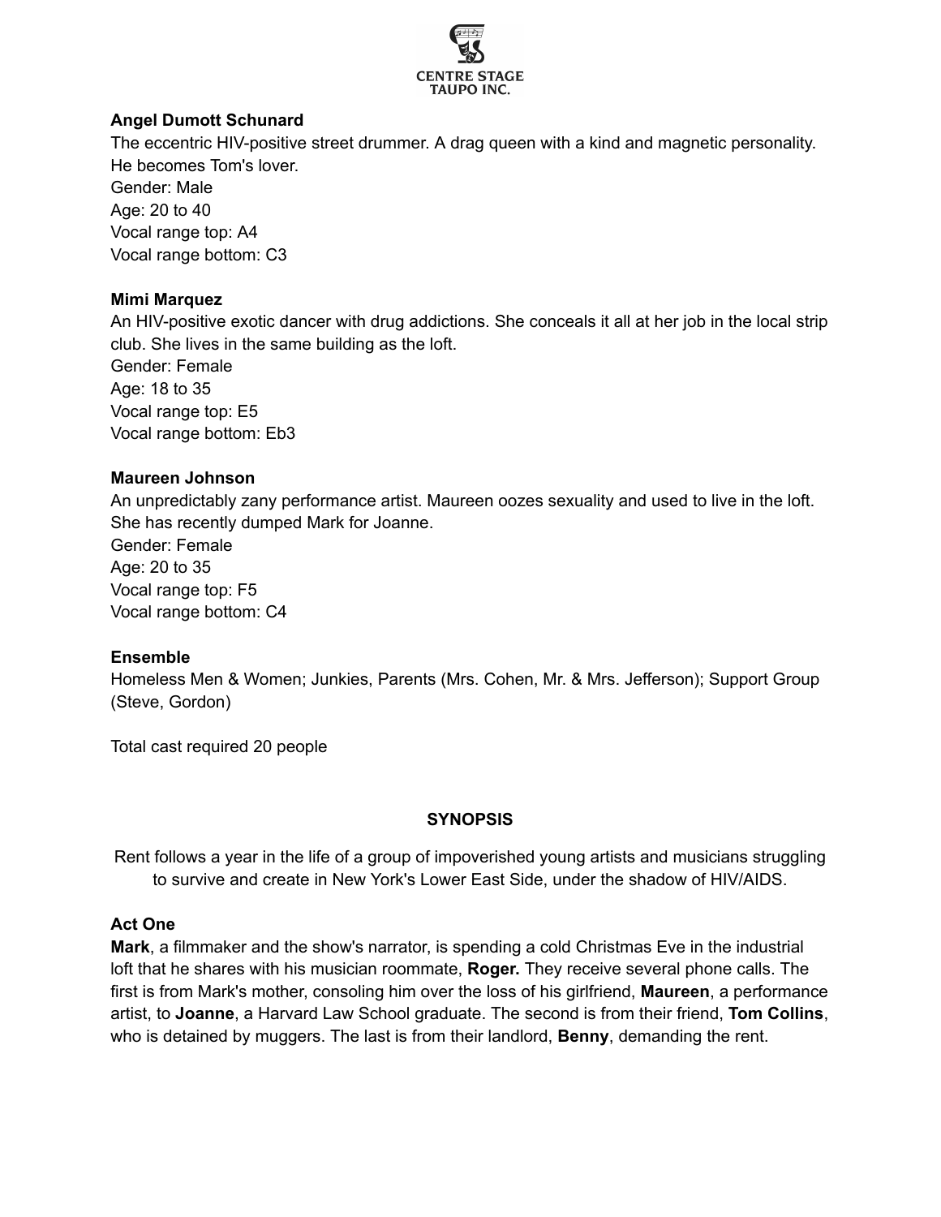**Angel Dumott Schunard**
The eccentric HIV-positive street drummer. A drag queen with a kind and magnetic personality. He becomes Tom's lover.
Gender: Male
Age: 20 to 40
Vocal range top: A4
Vocal range bottom: C3

**Mimi Marquez**
An HIV-positive exotic dancer with drug addictions. She conceals it all at her job in the local strip club. She lives in the same building as the loft.
Gender: Female
Age: 18 to 35
Vocal range top: E5
Vocal range bottom: Eb3

**Maureen Johnson**
An unpredictably zany performance artist. Maureen oozes sexuality and used to live in the loft. She has recently dumped Mark for Joanne.
Gender: Female
Age: 20 to 35
Vocal range top: F5
Vocal range bottom: C4

**Ensemble**
Homeless Men & Women; Junkies, Parents (Mrs. Cohen, Mr. & Mrs. Jefferson); Support Group (Steve, Gordon)

Total cast required 20 people

## SYNOPSIS

Rent follows a year in the life of a group of impoverished young artists and musicians struggling to survive and create in New York's Lower East Side, under the shadow of HIV/AIDS.

**Act One**
**Mark**, a filmmaker and the show's narrator, is spending a cold Christmas Eve in the industrial loft that he shares with his musician roommate, **Roger.** They receive several phone calls. The first is from Mark's mother, consoling him over the loss of his girlfriend, **Maureen**, a performance artist, to **Joanne**, a Harvard Law School graduate. The second is from their friend, **Tom Collins**, who is detained by muggers. The last is from their landlord, **Benny**, demanding the rent.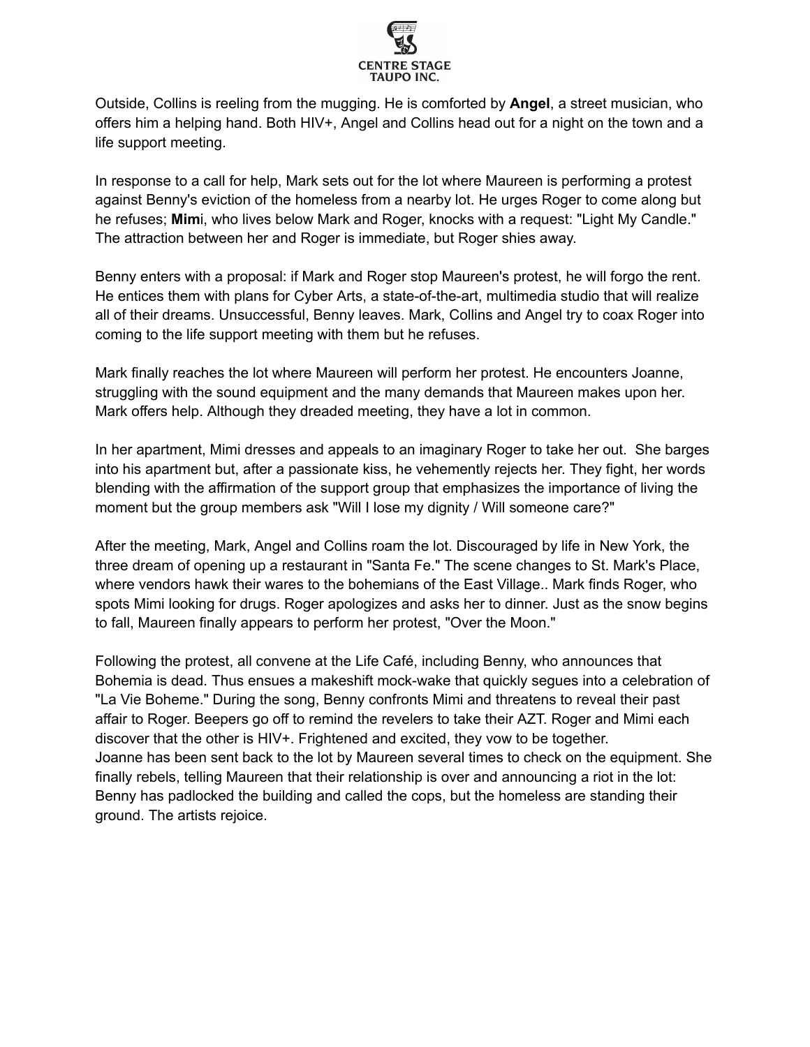Outside, Collins is reeling from the mugging. He is comforted by **Angel**, a street musician, who offers him a helping hand. Both HIV+, Angel and Collins head out for a night on the town and a life support meeting.

In response to a call for help, Mark sets out for the lot where Maureen is performing a protest against Benny's eviction of the homeless from a nearby lot. He urges Roger to come along but he refuses; **Mim**i, who lives below Mark and Roger, knocks with a request: "Light My Candle." The attraction between her and Roger is immediate, but Roger shies away.

Benny enters with a proposal: if Mark and Roger stop Maureen's protest, he will forgo the rent. He entices them with plans for Cyber Arts, a state-of-the-art, multimedia studio that will realize all of their dreams. Unsuccessful, Benny leaves. Mark, Collins and Angel try to coax Roger into coming to the life support meeting with them but he refuses.

Mark finally reaches the lot where Maureen will perform her protest. He encounters Joanne, struggling with the sound equipment and the many demands that Maureen makes upon her. Mark offers help. Although they dreaded meeting, they have a lot in common.

In her apartment, Mimi dresses and appeals to an imaginary Roger to take her out. She barges into his apartment but, after a passionate kiss, he vehemently rejects her. They fight, her words blending with the affirmation of the support group that emphasizes the importance of living the moment but the group members ask "Will I lose my dignity / Will someone care?"

After the meeting, Mark, Angel and Collins roam the lot. Discouraged by life in New York, the three dream of opening up a restaurant in "Santa Fe." The scene changes to St. Mark's Place, where vendors hawk their wares to the bohemians of the East Village.. Mark finds Roger, who spots Mimi looking for drugs. Roger apologizes and asks her to dinner. Just as the snow begins to fall, Maureen finally appears to perform her protest, "Over the Moon."

Following the protest, all convene at the Life Café, including Benny, who announces that Bohemia is dead. Thus ensues a makeshift mock-wake that quickly segues into a celebration of "La Vie Boheme." During the song, Benny confronts Mimi and threatens to reveal their past affair to Roger. Beepers go off to remind the revelers to take their AZT. Roger and Mimi each discover that the other is HIV+. Frightened and excited, they vow to be together.
Joanne has been sent back to the lot by Maureen several times to check on the equipment. She finally rebels, telling Maureen that their relationship is over and announcing a riot in the lot: Benny has padlocked the building and called the cops, but the homeless are standing their ground. The artists rejoice.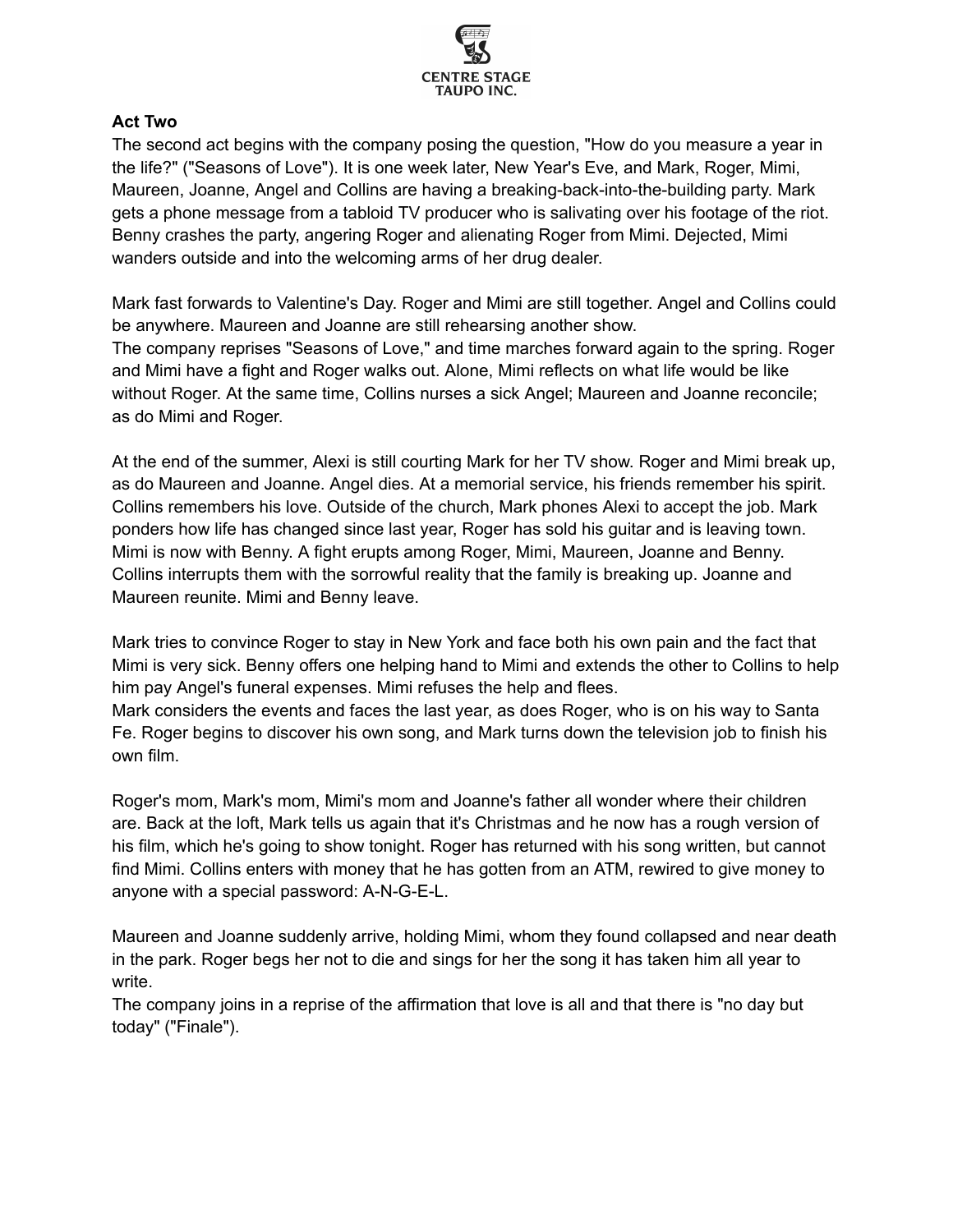**Act Two**

The second act begins with the company posing the question, "How do you measure a year in the life?" ("Seasons of Love"). It is one week later, New Year's Eve, and Mark, Roger, Mimi, Maureen, Joanne, Angel and Collins are having a breaking-back-into-the-building party. Mark gets a phone message from a tabloid TV producer who is salivating over his footage of the riot. Benny crashes the party, angering Roger and alienating Roger from Mimi. Dejected, Mimi wanders outside and into the welcoming arms of her drug dealer.

Mark fast forwards to Valentine's Day. Roger and Mimi are still together. Angel and Collins could be anywhere. Maureen and Joanne are still rehearsing another show.
The company reprises "Seasons of Love," and time marches forward again to the spring. Roger and Mimi have a fight and Roger walks out. Alone, Mimi reflects on what life would be like without Roger. At the same time, Collins nurses a sick Angel; Maureen and Joanne reconcile; as do Mimi and Roger.

At the end of the summer, Alexi is still courting Mark for her TV show. Roger and Mimi break up, as do Maureen and Joanne. Angel dies. At a memorial service, his friends remember his spirit. Collins remembers his love. Outside of the church, Mark phones Alexi to accept the job. Mark ponders how life has changed since last year, Roger has sold his guitar and is leaving town. Mimi is now with Benny. A fight erupts among Roger, Mimi, Maureen, Joanne and Benny. Collins interrupts them with the sorrowful reality that the family is breaking up. Joanne and Maureen reunite. Mimi and Benny leave.

Mark tries to convince Roger to stay in New York and face both his own pain and the fact that Mimi is very sick. Benny offers one helping hand to Mimi and extends the other to Collins to help him pay Angel's funeral expenses. Mimi refuses the help and flees.
Mark considers the events and faces the last year, as does Roger, who is on his way to Santa Fe. Roger begins to discover his own song, and Mark turns down the television job to finish his own film.

Roger's mom, Mark's mom, Mimi's mom and Joanne's father all wonder where their children are. Back at the loft, Mark tells us again that it's Christmas and he now has a rough version of his film, which he's going to show tonight. Roger has returned with his song written, but cannot find Mimi. Collins enters with money that he has gotten from an ATM, rewired to give money to anyone with a special password: A-N-G-E-L.

Maureen and Joanne suddenly arrive, holding Mimi, whom they found collapsed and near death in the park. Roger begs her not to die and sings for her the song it has taken him all year to write.
The company joins in a reprise of the affirmation that love is all and that there is "no day but today" ("Finale").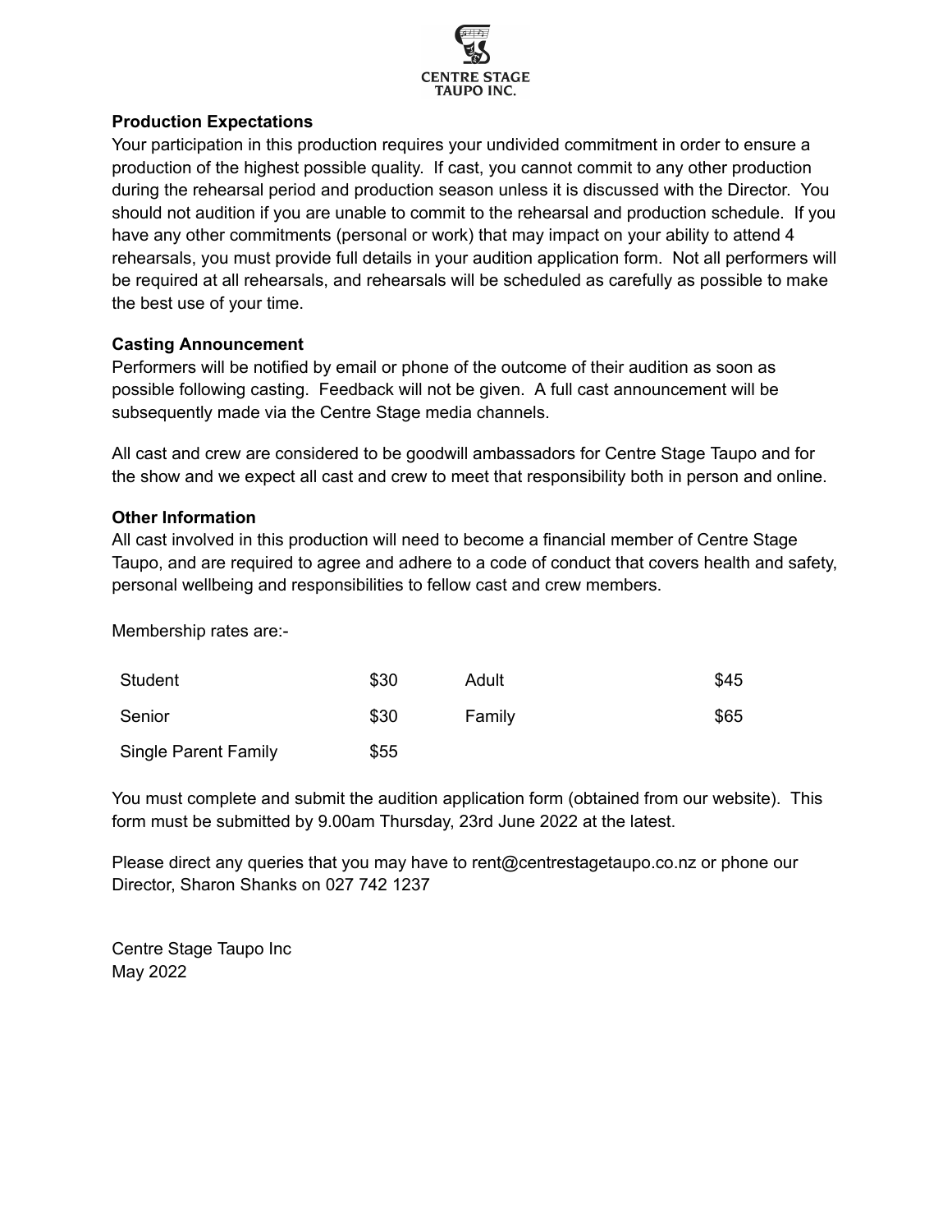CENTRE STAGE TAUPO INC.

**Production Expectations**

Your participation in this production requires your undivided commitment in order to ensure a production of the highest possible quality. If cast, you cannot commit to any other production during the rehearsal period and production season unless it is discussed with the Director. You should not audition if you are unable to commit to the rehearsal and production schedule. If you have any other commitments (personal or work) that may impact on your ability to attend 4 rehearsals, you must provide full details in your audition application form. Not all performers will be required at all rehearsals, and rehearsals will be scheduled as carefully as possible to make the best use of your time.

**Casting Announcement**

Performers will be notified by email or phone of the outcome of their audition as soon as possible following casting. Feedback will not be given. A full cast announcement will be subsequently made via the Centre Stage media channels.

All cast and crew are considered to be goodwill ambassadors for Centre Stage Taupo and for the show and we expect all cast and crew to meet that responsibility both in person and online.

**Other Information**

All cast involved in this production will need to become a financial member of Centre Stage Taupo, and are required to agree and adhere to a code of conduct that covers health and safety, personal wellbeing and responsibilities to fellow cast and crew members.

Membership rates are:-

| | | | |
|---|---|---|---|
| Student | $30 | Adult | $45 |
| Senior | $30 | Family | $65 |
| Single Parent Family | $55 | | |

You must complete and submit the audition application form (obtained from our website). This form must be submitted by 9.00am Thursday, 23rd June 2022 at the latest.

Please direct any queries that you may have to rent@centrestagetaupo.co.nz or phone our Director, Sharon Shanks on 027 742 1237

Centre Stage Taupo Inc
May 2022